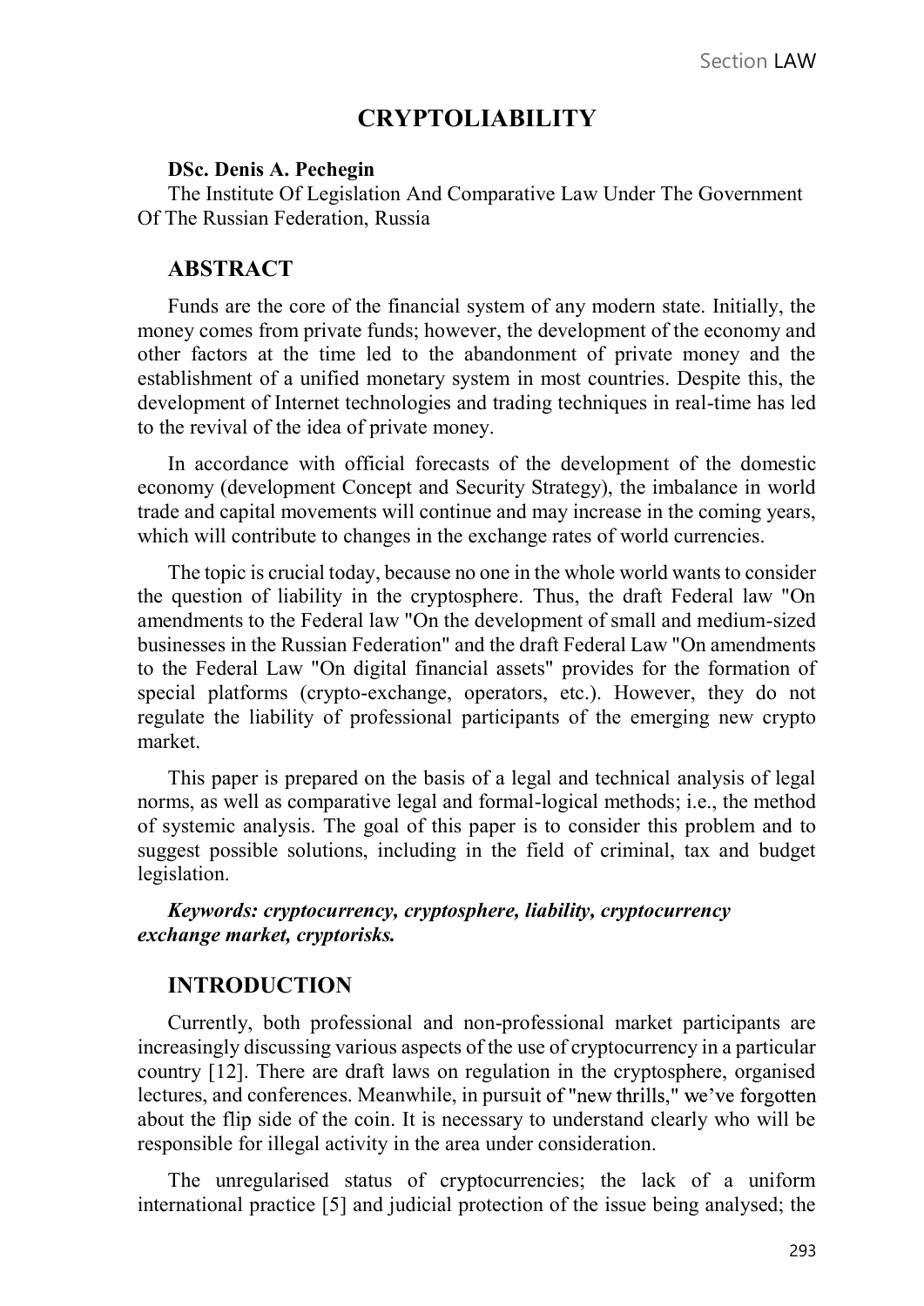# CRYPTOLIABILITY

**DSc. Denis A. Pechegin**

The Institute Of Legislation And Comparative Law Under The Government Of The Russian Federation, Russia

## ABSTRACT

Funds are the core of the financial system of any modern state. Initially, the money comes from private funds; however, the development of the economy and other factors at the time led to the abandonment of private money and the establishment of a unified monetary system in most countries. Despite this, the development of Internet technologies and trading techniques in real-time has led to the revival of the idea of private money.

In accordance with official forecasts of the development of the domestic economy (development Concept and Security Strategy), the imbalance in world trade and capital movements will continue and may increase in the coming years, which will contribute to changes in the exchange rates of world currencies.

The topic is crucial today, because no one in the whole world wants to consider the question of liability in the cryptosphere. Thus, the draft Federal law "On amendments to the Federal law "On the development of small and medium-sized businesses in the Russian Federation" and the draft Federal Law "On amendments to the Federal Law "On digital financial assets" provides for the formation of special platforms (crypto-exchange, operators, etc.). However, they do not regulate the liability of professional participants of the emerging new crypto market.

This paper is prepared on the basis of a legal and technical analysis of legal norms, as well as comparative legal and formal-logical methods; i.e., the method of systemic analysis. The goal of this paper is to consider this problem and to suggest possible solutions, including in the field of criminal, tax and budget legislation.

***Keywords: cryptocurrency, cryptosphere, liability, cryptocurrency exchange market, cryptorisks.***

## INTRODUCTION

Currently, both professional and non-professional market participants are increasingly discussing various aspects of the use of cryptocurrency in a particular country [12]. There are draft laws on regulation in the cryptosphere, organised lectures, and conferences. Meanwhile, in pursuit of "new thrills," we've forgotten about the flip side of the coin. It is necessary to understand clearly who will be responsible for illegal activity in the area under consideration.

The unregularised status of cryptocurrencies; the lack of a uniform international practice [5] and judicial protection of the issue being analysed; the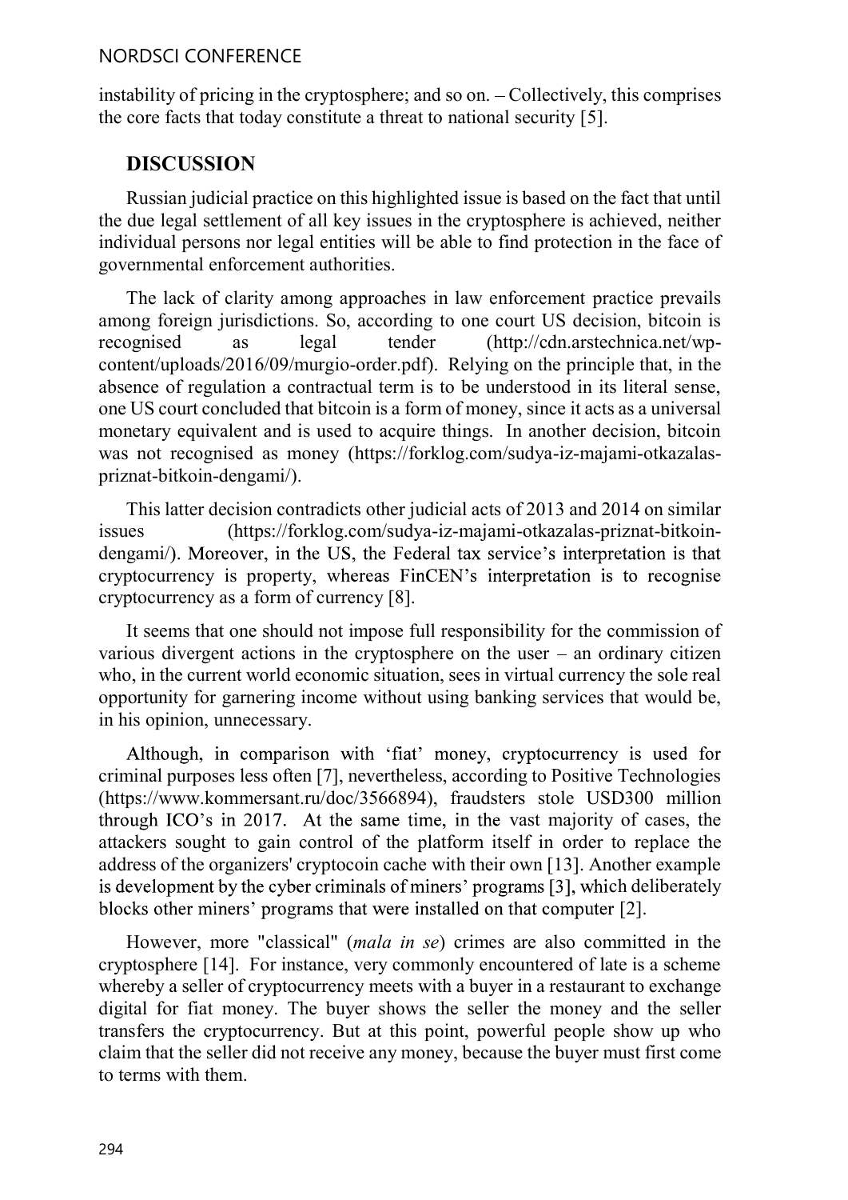instability of pricing in the cryptosphere; and so on. – Collectively, this comprises the core facts that today constitute a threat to national security [5].

## DISCUSSION

Russian judicial practice on this highlighted issue is based on the fact that until the due legal settlement of all key issues in the cryptosphere is achieved, neither individual persons nor legal entities will be able to find protection in the face of governmental enforcement authorities.

The lack of clarity among approaches in law enforcement practice prevails among foreign jurisdictions. So, according to one court US decision, bitcoin is recognised as legal tender (http://cdn.arstechnica.net/wp-content/uploads/2016/09/murgio-order.pdf). Relying on the principle that, in the absence of regulation a contractual term is to be understood in its literal sense, one US court concluded that bitcoin is a form of money, since it acts as a universal monetary equivalent and is used to acquire things. In another decision, bitcoin was not recognised as money (https://forklog.com/sudya-iz-majami-otkazalas-priznat-bitkoin-dengami/).

This latter decision contradicts other judicial acts of 2013 and 2014 on similar issues (https://forklog.com/sudya-iz-majami-otkazalas-priznat-bitkoin-dengami/). Moreover, in the US, the Federal tax service's interpretation is that cryptocurrency is property, whereas FinCEN's interpretation is to recognise cryptocurrency as a form of currency [8].

It seems that one should not impose full responsibility for the commission of various divergent actions in the cryptosphere on the user – an ordinary citizen who, in the current world economic situation, sees in virtual currency the sole real opportunity for garnering income without using banking services that would be, in his opinion, unnecessary.

Although, in comparison with 'fiat' money, cryptocurrency is used for criminal purposes less often [7], nevertheless, according to Positive Technologies (https://www.kommersant.ru/doc/3566894), fraudsters stole USD300 million through ICO's in 2017. At the same time, in the vast majority of cases, the attackers sought to gain control of the platform itself in order to replace the address of the organizers' cryptocoin cache with their own [13]. Another example is development by the cyber criminals of miners' programs [3], which deliberately blocks other miners' programs that were installed on that computer [2].

However, more "classical" (*mala in se*) crimes are also committed in the cryptosphere [14]. For instance, very commonly encountered of late is a scheme whereby a seller of cryptocurrency meets with a buyer in a restaurant to exchange digital for fiat money. The buyer shows the seller the money and the seller transfers the cryptocurrency. But at this point, powerful people show up who claim that the seller did not receive any money, because the buyer must first come to terms with them.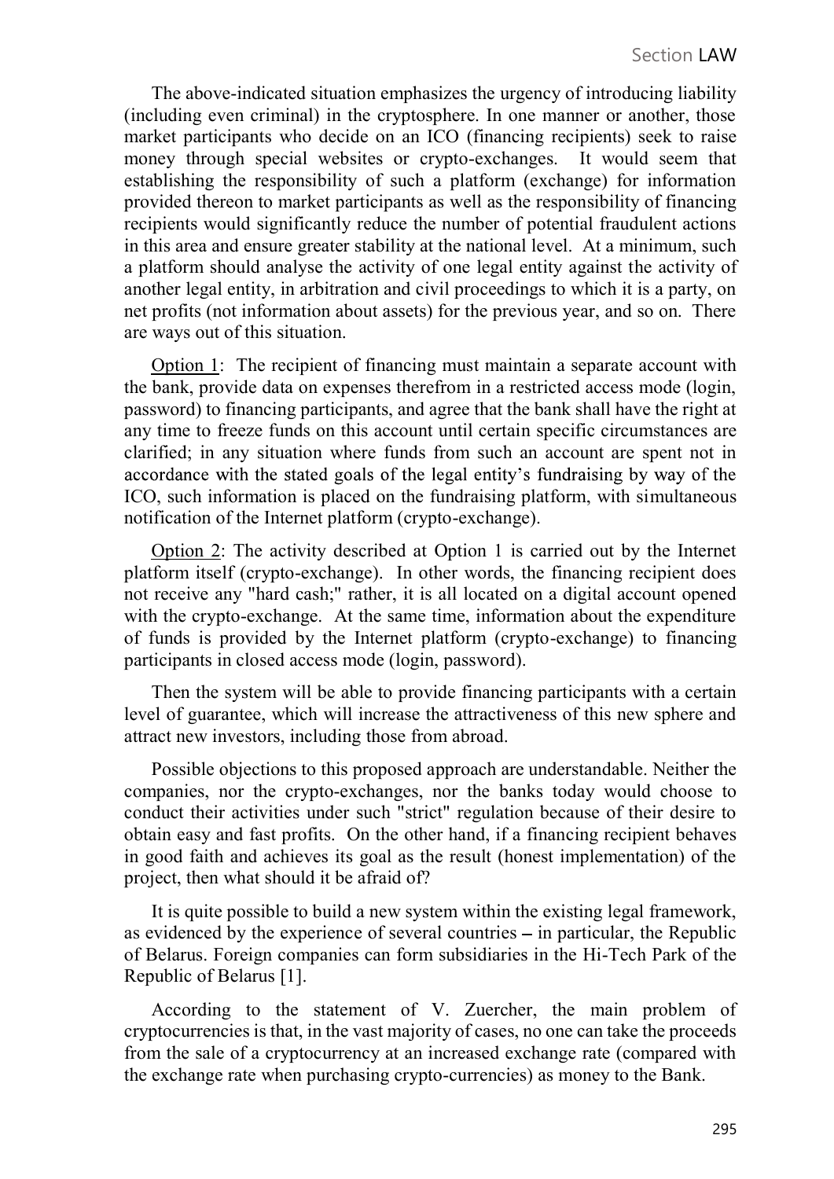The above-indicated situation emphasizes the urgency of introducing liability (including even criminal) in the cryptosphere. In one manner or another, those market participants who decide on an ICO (financing recipients) seek to raise money through special websites or crypto-exchanges. It would seem that establishing the responsibility of such a platform (exchange) for information provided thereon to market participants as well as the responsibility of financing recipients would significantly reduce the number of potential fraudulent actions in this area and ensure greater stability at the national level. At a minimum, such a platform should analyse the activity of one legal entity against the activity of another legal entity, in arbitration and civil proceedings to which it is a party, on net profits (not information about assets) for the previous year, and so on. There are ways out of this situation.

Option 1: The recipient of financing must maintain a separate account with the bank, provide data on expenses therefrom in a restricted access mode (login, password) to financing participants, and agree that the bank shall have the right at any time to freeze funds on this account until certain specific circumstances are clarified; in any situation where funds from such an account are spent not in accordance with the stated goals of the legal entity's fundraising by way of the ICO, such information is placed on the fundraising platform, with simultaneous notification of the Internet platform (crypto-exchange).

Option 2: The activity described at Option 1 is carried out by the Internet platform itself (crypto-exchange). In other words, the financing recipient does not receive any "hard cash;" rather, it is all located on a digital account opened with the crypto-exchange. At the same time, information about the expenditure of funds is provided by the Internet platform (crypto-exchange) to financing participants in closed access mode (login, password).

Then the system will be able to provide financing participants with a certain level of guarantee, which will increase the attractiveness of this new sphere and attract new investors, including those from abroad.

Possible objections to this proposed approach are understandable. Neither the companies, nor the crypto-exchanges, nor the banks today would choose to conduct their activities under such "strict" regulation because of their desire to obtain easy and fast profits. On the other hand, if a financing recipient behaves in good faith and achieves its goal as the result (honest implementation) of the project, then what should it be afraid of?

It is quite possible to build a new system within the existing legal framework, as evidenced by the experience of several countries – in particular, the Republic of Belarus. Foreign companies can form subsidiaries in the Hi-Tech Park of the Republic of Belarus [1].

According to the statement of V. Zuercher, the main problem of cryptocurrencies is that, in the vast majority of cases, no one can take the proceeds from the sale of a cryptocurrency at an increased exchange rate (compared with the exchange rate when purchasing crypto-currencies) as money to the Bank.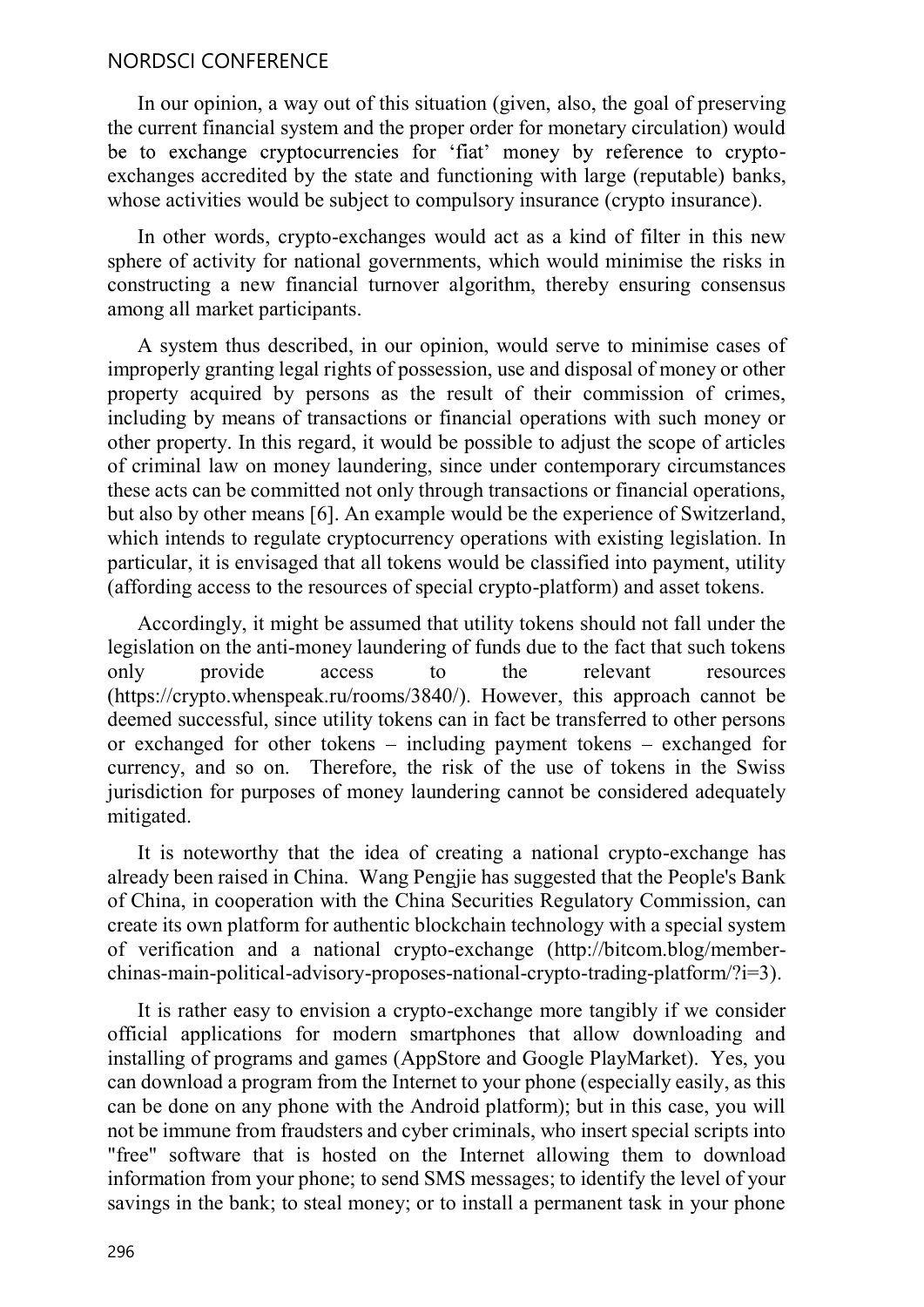In our opinion, a way out of this situation (given, also, the goal of preserving the current financial system and the proper order for monetary circulation) would be to exchange cryptocurrencies for 'fiat' money by reference to crypto-exchanges accredited by the state and functioning with large (reputable) banks, whose activities would be subject to compulsory insurance (crypto insurance).

In other words, crypto-exchanges would act as a kind of filter in this new sphere of activity for national governments, which would minimise the risks in constructing a new financial turnover algorithm, thereby ensuring consensus among all market participants.

A system thus described, in our opinion, would serve to minimise cases of improperly granting legal rights of possession, use and disposal of money or other property acquired by persons as the result of their commission of crimes, including by means of transactions or financial operations with such money or other property. In this regard, it would be possible to adjust the scope of articles of criminal law on money laundering, since under contemporary circumstances these acts can be committed not only through transactions or financial operations, but also by other means [6]. An example would be the experience of Switzerland, which intends to regulate cryptocurrency operations with existing legislation. In particular, it is envisaged that all tokens would be classified into payment, utility (affording access to the resources of special crypto-platform) and asset tokens.

Accordingly, it might be assumed that utility tokens should not fall under the legislation on the anti-money laundering of funds due to the fact that such tokens only provide access to the relevant resources (https://crypto.whenspeak.ru/rooms/3840/). However, this approach cannot be deemed successful, since utility tokens can in fact be transferred to other persons or exchanged for other tokens – including payment tokens – exchanged for currency, and so on. Therefore, the risk of the use of tokens in the Swiss jurisdiction for purposes of money laundering cannot be considered adequately mitigated.

It is noteworthy that the idea of creating a national crypto-exchange has already been raised in China. Wang Pengjie has suggested that the People's Bank of China, in cooperation with the China Securities Regulatory Commission, can create its own platform for authentic blockchain technology with a special system of verification and a national crypto-exchange (http://bitcom.blog/member-chinas-main-political-advisory-proposes-national-crypto-trading-platform/?i=3).

It is rather easy to envision a crypto-exchange more tangibly if we consider official applications for modern smartphones that allow downloading and installing of programs and games (AppStore and Google PlayMarket). Yes, you can download a program from the Internet to your phone (especially easily, as this can be done on any phone with the Android platform); but in this case, you will not be immune from fraudsters and cyber criminals, who insert special scripts into "free" software that is hosted on the Internet allowing them to download information from your phone; to send SMS messages; to identify the level of your savings in the bank; to steal money; or to install a permanent task in your phone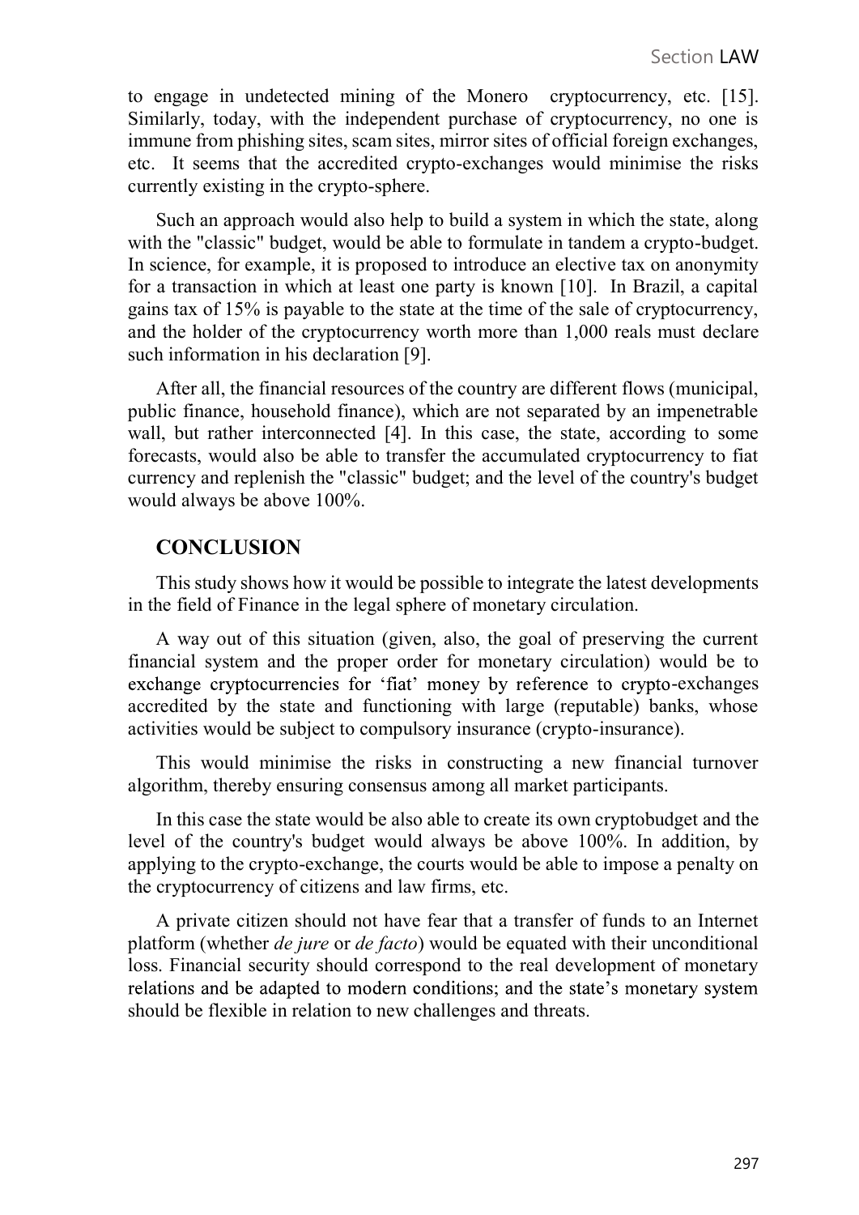to engage in undetected mining of the Monero cryptocurrency, etc. [15]. Similarly, today, with the independent purchase of cryptocurrency, no one is immune from phishing sites, scam sites, mirror sites of official foreign exchanges, etc. It seems that the accredited crypto-exchanges would minimise the risks currently existing in the crypto-sphere.

Such an approach would also help to build a system in which the state, along with the "classic" budget, would be able to formulate in tandem a crypto-budget. In science, for example, it is proposed to introduce an elective tax on anonymity for a transaction in which at least one party is known [10]. In Brazil, a capital gains tax of 15% is payable to the state at the time of the sale of cryptocurrency, and the holder of the cryptocurrency worth more than 1,000 reals must declare such information in his declaration [9].

After all, the financial resources of the country are different flows (municipal, public finance, household finance), which are not separated by an impenetrable wall, but rather interconnected [4]. In this case, the state, according to some forecasts, would also be able to transfer the accumulated cryptocurrency to fiat currency and replenish the "classic" budget; and the level of the country's budget would always be above 100%.

## CONCLUSION

This study shows how it would be possible to integrate the latest developments in the field of Finance in the legal sphere of monetary circulation.

A way out of this situation (given, also, the goal of preserving the current financial system and the proper order for monetary circulation) would be to exchange cryptocurrencies for 'fiat' money by reference to crypto-exchanges accredited by the state and functioning with large (reputable) banks, whose activities would be subject to compulsory insurance (crypto-insurance).

This would minimise the risks in constructing a new financial turnover algorithm, thereby ensuring consensus among all market participants.

In this case the state would be also able to create its own cryptobudget and the level of the country's budget would always be above 100%. In addition, by applying to the crypto-exchange, the courts would be able to impose a penalty on the cryptocurrency of citizens and law firms, etc.

A private citizen should not have fear that a transfer of funds to an Internet platform (whether *de jure* or *de facto*) would be equated with their unconditional loss. Financial security should correspond to the real development of monetary relations and be adapted to modern conditions; and the state's monetary system should be flexible in relation to new challenges and threats.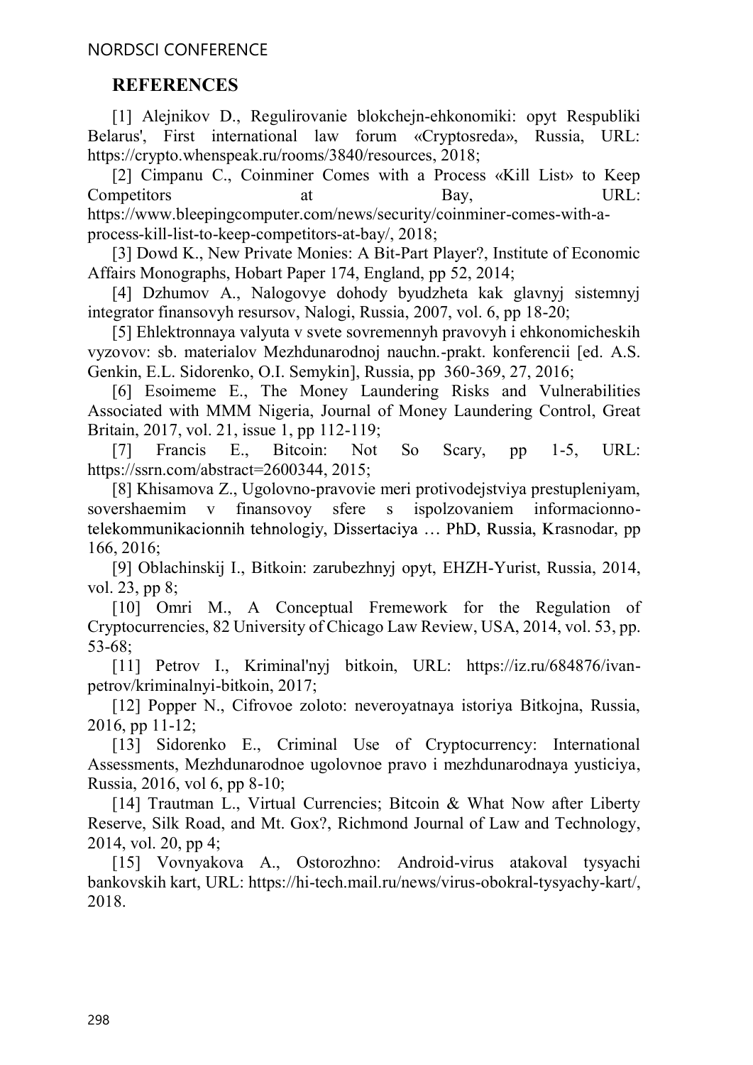## REFERENCES

[1] Alejnikov D., Regulirovanie blokchejn-ehkonomiki: opyt Respubliki Belarus', First international law forum «Cryptosreda», Russia, URL: https://crypto.whenspeak.ru/rooms/3840/resources, 2018;

[2] Cimpanu C., Coinminer Comes with a Process «Kill List» to Keep Competitors at Bay, URL: https://www.bleepingcomputer.com/news/security/coinminer-comes-with-a-process-kill-list-to-keep-competitors-at-bay/, 2018;

[3] Dowd K., New Private Monies: A Bit-Part Player?, Institute of Economic Affairs Monographs, Hobart Paper 174, England, pp 52, 2014;

[4] Dzhumov A., Nalogovye dohody byudzheta kak glavnyj sistemnyj integrator finansovyh resursov, Nalogi, Russia, 2007, vol. 6, pp 18-20;

[5] Ehlektronnaya valyuta v svete sovremennyh pravovyh i ehkonomicheskih vyzovov: sb. materialov Mezhdunarodnoj nauchn.-prakt. konferencii [ed. A.S. Genkin, E.L. Sidorenko, O.I. Semykin], Russia, pp 360-369, 27, 2016;

[6] Esoimeme E., The Money Laundering Risks and Vulnerabilities Associated with MMM Nigeria, Journal of Money Laundering Control, Great Britain, 2017, vol. 21, issue 1, pp 112-119;

[7] Francis E., Bitcoin: Not So Scary, pp 1-5, URL: https://ssrn.com/abstract=2600344, 2015;

[8] Khisamova Z., Ugolovno-pravovie meri protivodejstviya prestupleniyam, sovershaemim v finansovoy sfere s ispolzovaniem informacionno-telekommunikacionnih tehnologiy, Dissertaciya … PhD, Russia, Krasnodar, pp 166, 2016;

[9] Oblachinskij I., Bitkoin: zarubezhnyj opyt, EHZH-Yurist, Russia, 2014, vol. 23, pp 8;

[10] Omri M., A Conceptual Fremework for the Regulation of Cryptocurrencies, 82 University of Chicago Law Review, USA, 2014, vol. 53, pp. 53-68;

[11] Petrov I., Kriminal'nyj bitkoin, URL: https://iz.ru/684876/ivan-petrov/kriminalnyi-bitkoin, 2017;

[12] Popper N., Cifrovoe zoloto: neveroyatnaya istoriya Bitkojna, Russia, 2016, pp 11-12;

[13] Sidorenko E., Criminal Use of Cryptocurrency: International Assessments, Mezhdunarodnoe ugolovnoe pravo i mezhdunarodnaya yusticiya, Russia, 2016, vol 6, pp 8-10;

[14] Trautman L., Virtual Currencies; Bitcoin & What Now after Liberty Reserve, Silk Road, and Mt. Gox?, Richmond Journal of Law and Technology, 2014, vol. 20, pp 4;

[15] Vovnyakova A., Ostorozhno: Android-virus atakoval tysyachi bankovskih kart, URL: https://hi-tech.mail.ru/news/virus-obokral-tysyachy-kart/, 2018.